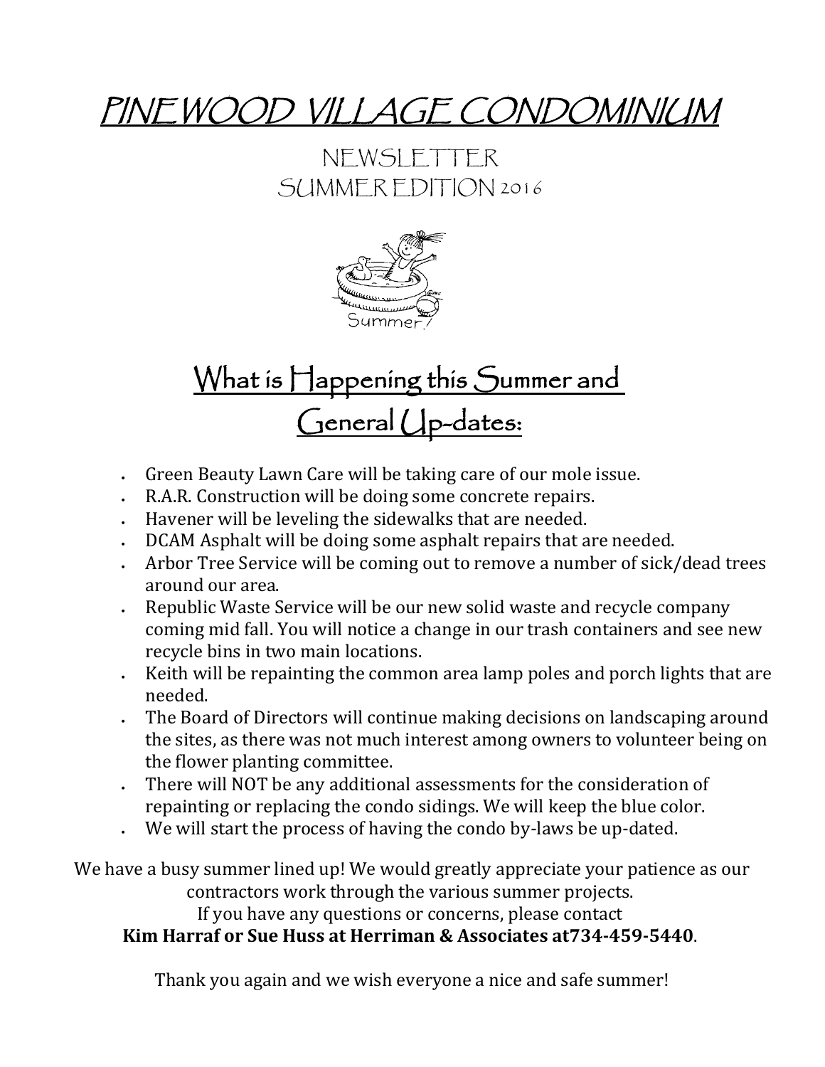# PINEWOOD VILLAGE CONDOMINIUM

NEWSLETTER
SUMMER EDITION 2016

## What is Happening this Summer and General Up-dates:

- Green Beauty Lawn Care will be taking care of our mole issue.
- R.A.R. Construction will be doing some concrete repairs.
- Havener will be leveling the sidewalks that are needed.
- DCAM Asphalt will be doing some asphalt repairs that are needed.
- Arbor Tree Service will be coming out to remove a number of sick/dead trees around our area.
- Republic Waste Service will be our new solid waste and recycle company coming mid fall. You will notice a change in our trash containers and see new recycle bins in two main locations.
- Keith will be repainting the common area lamp poles and porch lights that are needed.
- The Board of Directors will continue making decisions on landscaping around the sites, as there was not much interest among owners to volunteer being on the flower planting committee.
- There will NOT be any additional assessments for the consideration of repainting or replacing the condo sidings. We will keep the blue color.
- We will start the process of having the condo by-laws be up-dated.

We have a busy summer lined up! We would greatly appreciate your patience as our contractors work through the various summer projects.
If you have any questions or concerns, please contact
**Kim Harraf or Sue Huss at Herriman & Associates at734-459-5440**.

Thank you again and we wish everyone a nice and safe summer!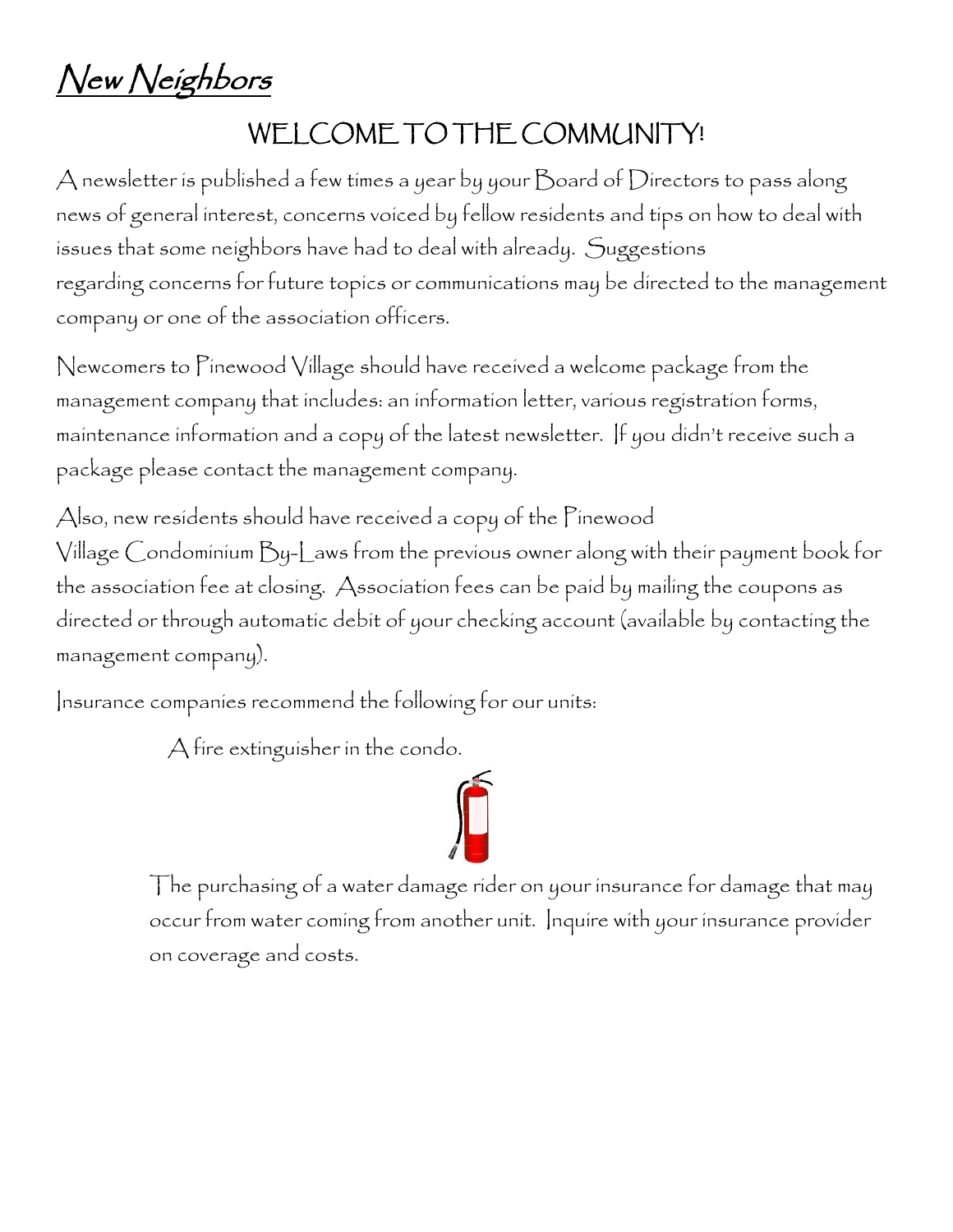# *New Neighbors*

## WELCOME TO THE COMMUNITY!

A newsletter is published a few times a year by your Board of Directors to pass along news of general interest, concerns voiced by fellow residents and tips on how to deal with issues that some neighbors have had to deal with already. Suggestions regarding concerns for future topics or communications may be directed to the management company or one of the association officers.

Newcomers to Pinewood Village should have received a welcome package from the management company that includes: an information letter, various registration forms, maintenance information and a copy of the latest newsletter. If you didn't receive such a package please contact the management company.

Also, new residents should have received a copy of the Pinewood Village Condominium By-Laws from the previous owner along with their payment book for the association fee at closing. Association fees can be paid by mailing the coupons as directed or through automatic debit of your checking account (available by contacting the management company).

Insurance companies recommend the following for our units:

A fire extinguisher in the condo.

The purchasing of a water damage rider on your insurance for damage that may occur from water coming from another unit. Inquire with your insurance provider on coverage and costs.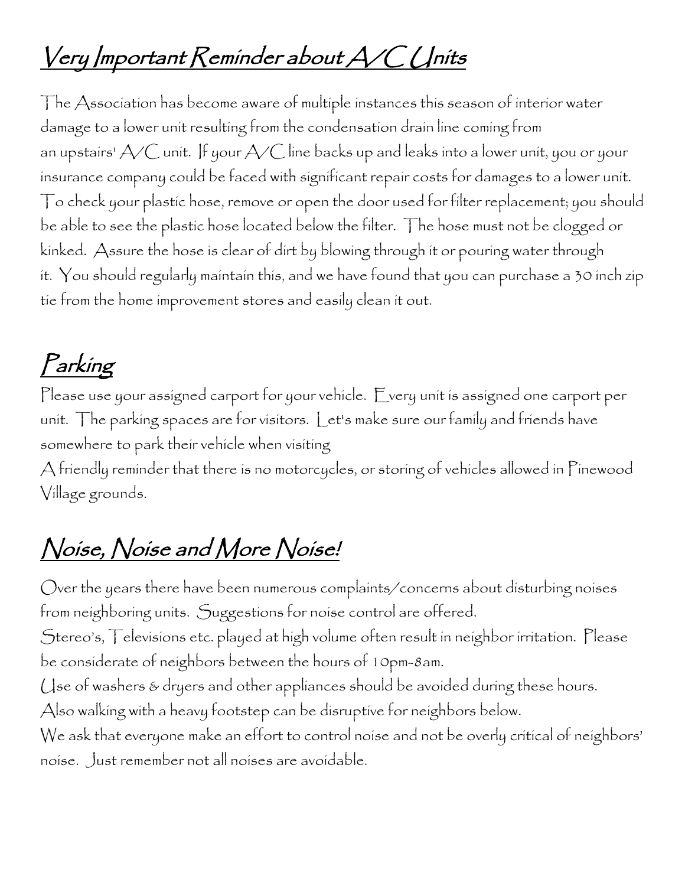## Very Important Reminder about A/C Units

The Association has become aware of multiple instances this season of interior water damage to a lower unit resulting from the condensation drain line coming from an upstairs' A/C unit. If your A/C line backs up and leaks into a lower unit, you or your insurance company could be faced with significant repair costs for damages to a lower unit. To check your plastic hose, remove or open the door used for filter replacement; you should be able to see the plastic hose located below the filter. The hose must not be clogged or kinked. Assure the hose is clear of dirt by blowing through it or pouring water through it. You should regularly maintain this, and we have found that you can purchase a 30 inch zip tie from the home improvement stores and easily clean it out.

## Parking

Please use your assigned carport for your vehicle. Every unit is assigned one carport per unit. The parking spaces are for visitors. Let's make sure our family and friends have somewhere to park their vehicle when visiting

A friendly reminder that there is no motorcycles, or storing of vehicles allowed in Pinewood Village grounds.

## Noise, Noise and More Noise!

Over the years there have been numerous complaints/concerns about disturbing noises from neighboring units. Suggestions for noise control are offered.

Stereo's, Televisions etc. played at high volume often result in neighbor irritation. Please be considerate of neighbors between the hours of 10pm-8am.

Use of washers & dryers and other appliances should be avoided during these hours.

Also walking with a heavy footstep can be disruptive for neighbors below.

We ask that everyone make an effort to control noise and not be overly critical of neighbors' noise. Just remember not all noises are avoidable.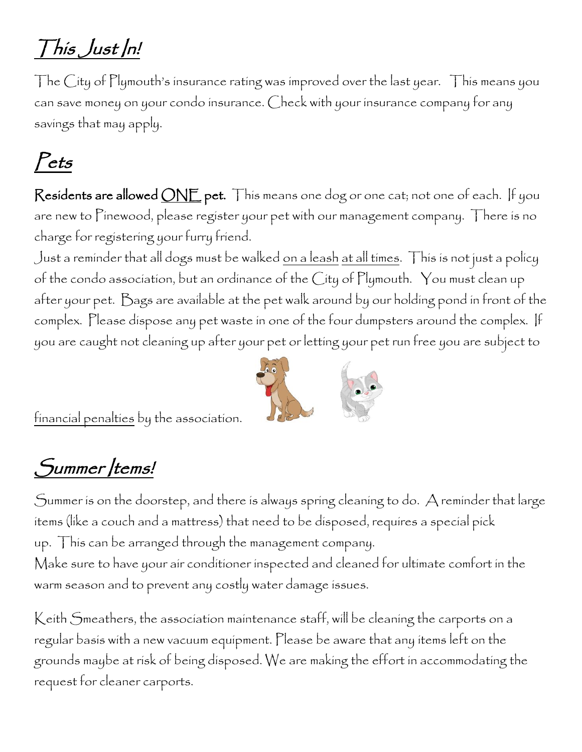## *This Just In!*

The City of Plymouth's insurance rating was improved over the last year. This means you can save money on your condo insurance. Check with your insurance company for any savings that may apply.

## *Pets*

**Residents are allowed ONE pet.** This means one dog or one cat; not one of each. If you are new to Pinewood, please register your pet with our management company. There is no charge for registering your furry friend.

Just a reminder that all dogs must be walked on a leash at all times. This is not just a policy of the condo association, but an ordinance of the City of Plymouth. You must clean up after your pet. Bags are available at the pet walk around by our holding pond in front of the complex. Please dispose any pet waste in one of the four dumpsters around the complex. If you are caught not cleaning up after your pet or letting your pet run free you are subject to financial penalties by the association.

## *Summer Items!*

Summer is on the doorstep, and there is always spring cleaning to do. A reminder that large items (like a couch and a mattress) that need to be disposed, requires a special pick up. This can be arranged through the management company.

Make sure to have your air conditioner inspected and cleaned for ultimate comfort in the warm season and to prevent any costly water damage issues.

Keith Smeathers, the association maintenance staff, will be cleaning the carports on a regular basis with a new vacuum equipment. Please be aware that any items left on the grounds maybe at risk of being disposed. We are making the effort in accommodating the request for cleaner carports.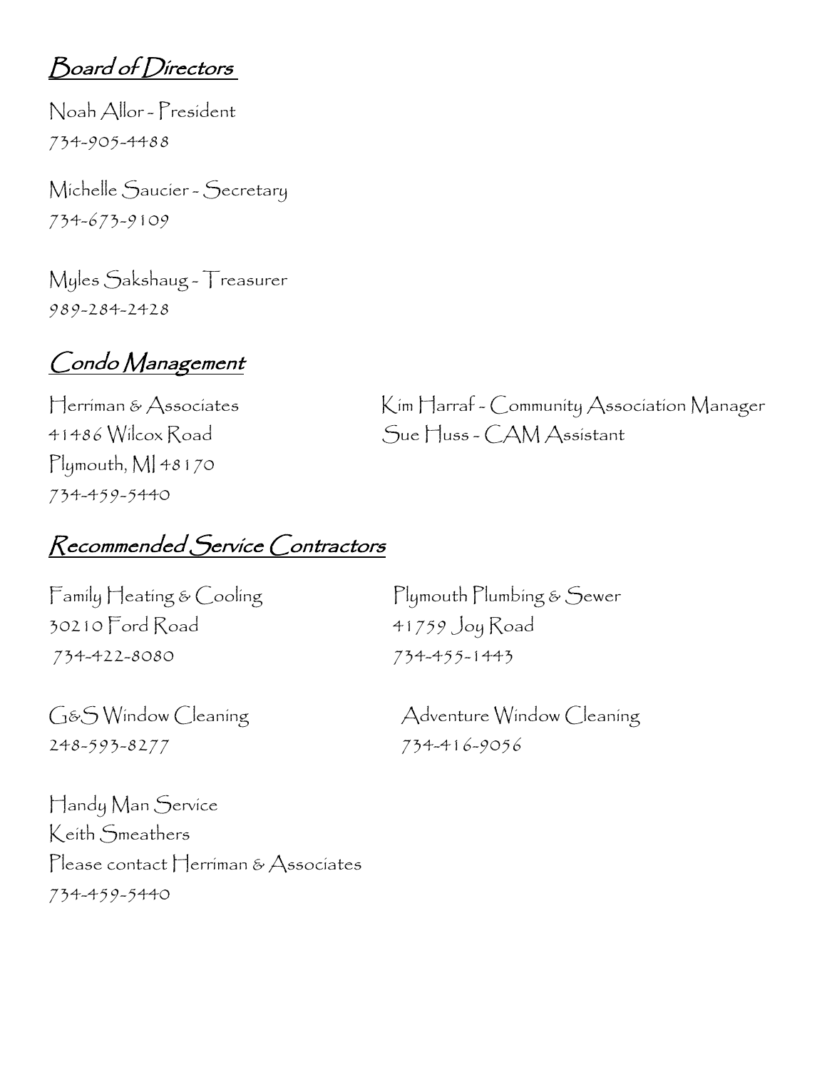## Board of Directors

Noah Allor - President
734-905-4488

Michelle Saucier - Secretary
734-673-9109

Myles Sakshaug - Treasurer
989-284-2428

## Condo Management

Herriman & Associates
41486 Wilcox Road
Plymouth, MI 48170
734-459-5440

Kim Harraf - Community Association Manager
Sue Huss - CAM Assistant

## Recommended Service Contractors

Family Heating & Cooling
30210 Ford Road
734-422-8080

Plymouth Plumbing & Sewer
41759 Joy Road
734-455-1443

G&S Window Cleaning
248-593-8277

Adventure Window Cleaning
734-416-9056

Handy Man Service
Keith Smeathers
Please contact Herriman & Associates
734-459-5440